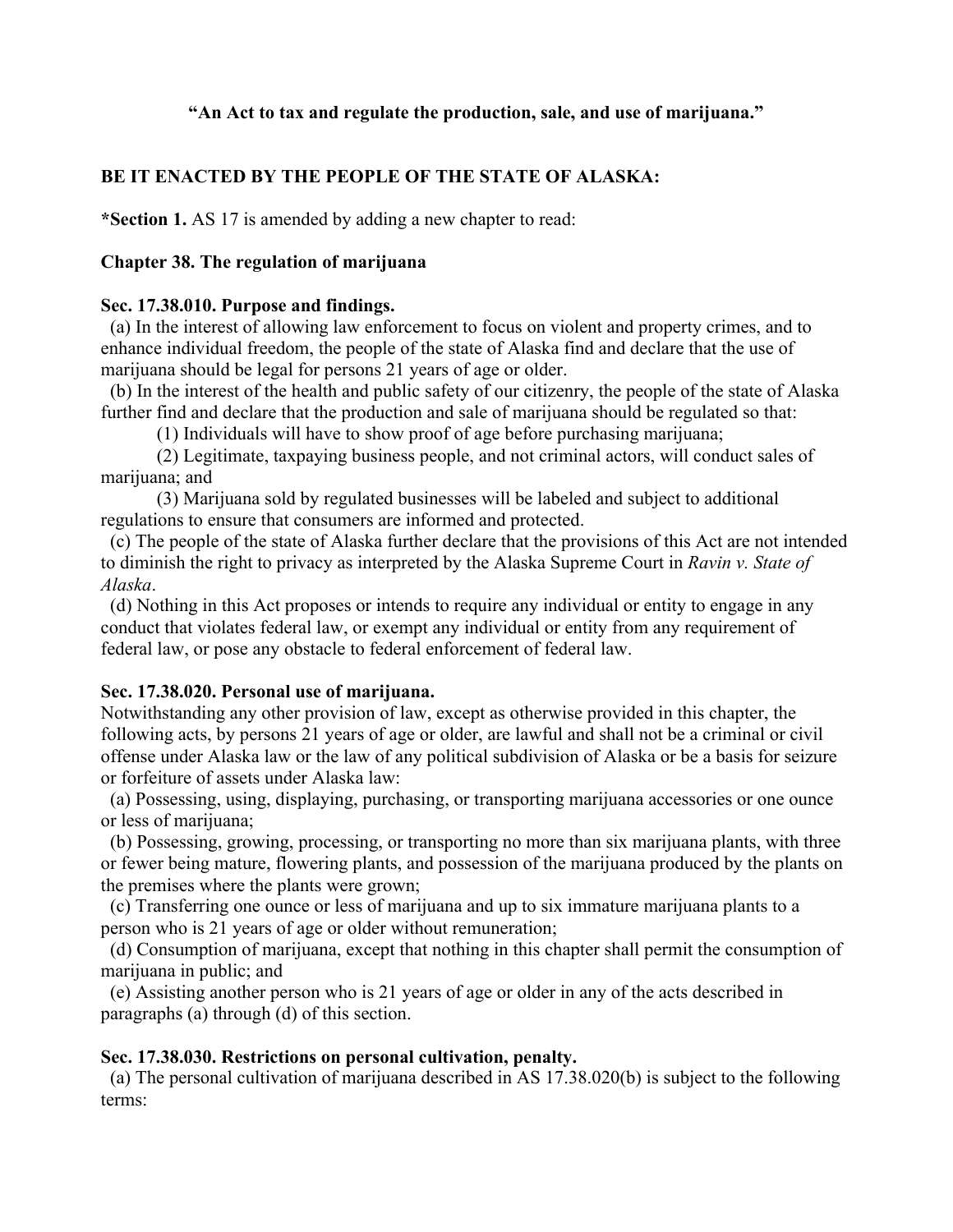**"An Act to tax and regulate the production, sale, and use of marijuana."**

**BE IT ENACTED BY THE PEOPLE OF THE STATE OF ALASKA:**

***Section 1.** AS 17 is amended by adding a new chapter to read:

### Chapter 38. The regulation of marijuana

#### Sec. 17.38.010. Purpose and findings.

(a) In the interest of allowing law enforcement to focus on violent and property crimes, and to enhance individual freedom, the people of the state of Alaska find and declare that the use of marijuana should be legal for persons 21 years of age or older.

(b) In the interest of the health and public safety of our citizenry, the people of the state of Alaska further find and declare that the production and sale of marijuana should be regulated so that:

(1) Individuals will have to show proof of age before purchasing marijuana;

(2) Legitimate, taxpaying business people, and not criminal actors, will conduct sales of marijuana; and

(3) Marijuana sold by regulated businesses will be labeled and subject to additional regulations to ensure that consumers are informed and protected.

(c) The people of the state of Alaska further declare that the provisions of this Act are not intended to diminish the right to privacy as interpreted by the Alaska Supreme Court in *Ravin v. State of Alaska*.

(d) Nothing in this Act proposes or intends to require any individual or entity to engage in any conduct that violates federal law, or exempt any individual or entity from any requirement of federal law, or pose any obstacle to federal enforcement of federal law.

#### Sec. 17.38.020. Personal use of marijuana.

Notwithstanding any other provision of law, except as otherwise provided in this chapter, the following acts, by persons 21 years of age or older, are lawful and shall not be a criminal or civil offense under Alaska law or the law of any political subdivision of Alaska or be a basis for seizure or forfeiture of assets under Alaska law:

(a) Possessing, using, displaying, purchasing, or transporting marijuana accessories or one ounce or less of marijuana;

(b) Possessing, growing, processing, or transporting no more than six marijuana plants, with three or fewer being mature, flowering plants, and possession of the marijuana produced by the plants on the premises where the plants were grown;

(c) Transferring one ounce or less of marijuana and up to six immature marijuana plants to a person who is 21 years of age or older without remuneration;

(d) Consumption of marijuana, except that nothing in this chapter shall permit the consumption of marijuana in public; and

(e) Assisting another person who is 21 years of age or older in any of the acts described in paragraphs (a) through (d) of this section.

#### Sec. 17.38.030. Restrictions on personal cultivation, penalty.

(a) The personal cultivation of marijuana described in AS 17.38.020(b) is subject to the following terms: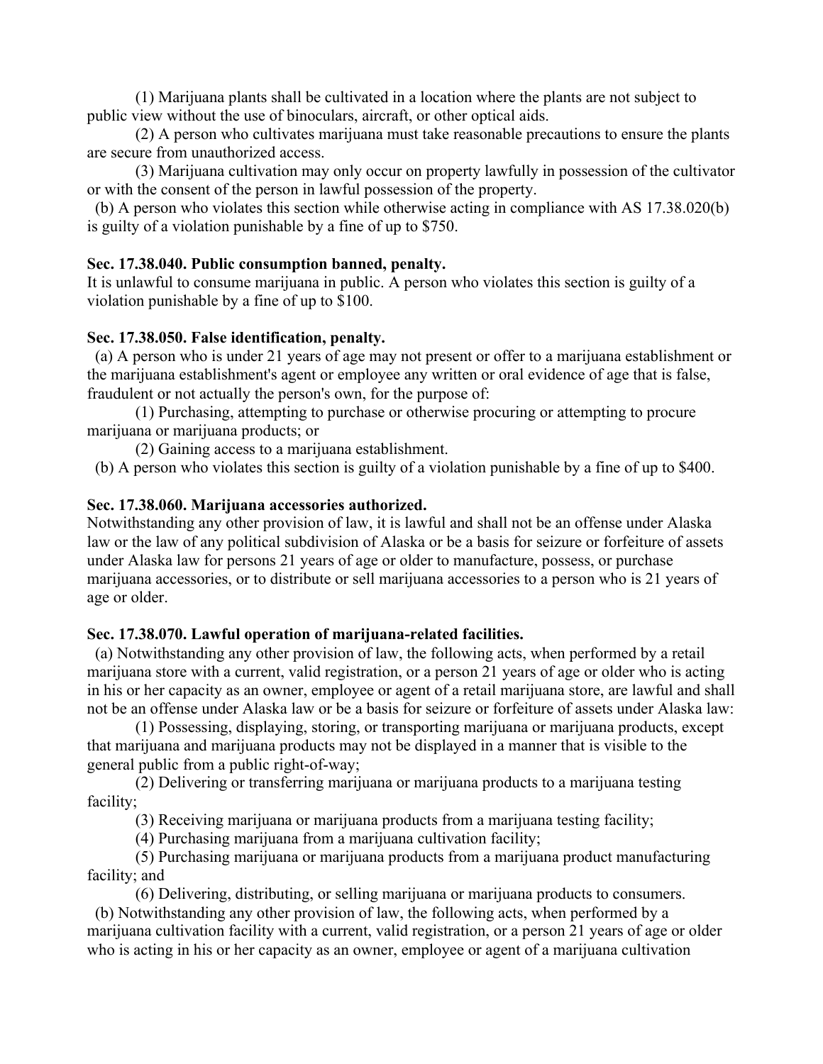(1) Marijuana plants shall be cultivated in a location where the plants are not subject to public view without the use of binoculars, aircraft, or other optical aids.

(2) A person who cultivates marijuana must take reasonable precautions to ensure the plants are secure from unauthorized access.

(3) Marijuana cultivation may only occur on property lawfully in possession of the cultivator or with the consent of the person in lawful possession of the property.

(b) A person who violates this section while otherwise acting in compliance with AS 17.38.020(b) is guilty of a violation punishable by a fine of up to $750.

**Sec. 17.38.040. Public consumption banned, penalty.**
It is unlawful to consume marijuana in public. A person who violates this section is guilty of a violation punishable by a fine of up to $100.

**Sec. 17.38.050. False identification, penalty.**

(a) A person who is under 21 years of age may not present or offer to a marijuana establishment or the marijuana establishment's agent or employee any written or oral evidence of age that is false, fraudulent or not actually the person's own, for the purpose of:

(1) Purchasing, attempting to purchase or otherwise procuring or attempting to procure marijuana or marijuana products; or

(2) Gaining access to a marijuana establishment.

(b) A person who violates this section is guilty of a violation punishable by a fine of up to $400.

**Sec. 17.38.060. Marijuana accessories authorized.**
Notwithstanding any other provision of law, it is lawful and shall not be an offense under Alaska law or the law of any political subdivision of Alaska or be a basis for seizure or forfeiture of assets under Alaska law for persons 21 years of age or older to manufacture, possess, or purchase marijuana accessories, or to distribute or sell marijuana accessories to a person who is 21 years of age or older.

**Sec. 17.38.070. Lawful operation of marijuana-related facilities.**

(a) Notwithstanding any other provision of law, the following acts, when performed by a retail marijuana store with a current, valid registration, or a person 21 years of age or older who is acting in his or her capacity as an owner, employee or agent of a retail marijuana store, are lawful and shall not be an offense under Alaska law or be a basis for seizure or forfeiture of assets under Alaska law:

(1) Possessing, displaying, storing, or transporting marijuana or marijuana products, except that marijuana and marijuana products may not be displayed in a manner that is visible to the general public from a public right-of-way;

(2) Delivering or transferring marijuana or marijuana products to a marijuana testing facility;

(3) Receiving marijuana or marijuana products from a marijuana testing facility;

(4) Purchasing marijuana from a marijuana cultivation facility;

(5) Purchasing marijuana or marijuana products from a marijuana product manufacturing facility; and

(6) Delivering, distributing, or selling marijuana or marijuana products to consumers.

(b) Notwithstanding any other provision of law, the following acts, when performed by a marijuana cultivation facility with a current, valid registration, or a person 21 years of age or older who is acting in his or her capacity as an owner, employee or agent of a marijuana cultivation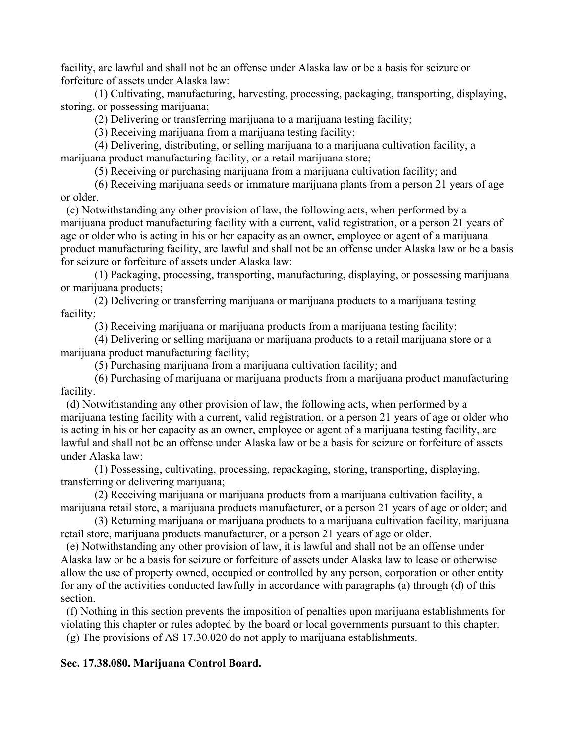facility, are lawful and shall not be an offense under Alaska law or be a basis for seizure or forfeiture of assets under Alaska law:

(1) Cultivating, manufacturing, harvesting, processing, packaging, transporting, displaying, storing, or possessing marijuana;

(2) Delivering or transferring marijuana to a marijuana testing facility;

(3) Receiving marijuana from a marijuana testing facility;

(4) Delivering, distributing, or selling marijuana to a marijuana cultivation facility, a marijuana product manufacturing facility, or a retail marijuana store;

(5) Receiving or purchasing marijuana from a marijuana cultivation facility; and

(6) Receiving marijuana seeds or immature marijuana plants from a person 21 years of age or older.

(c) Notwithstanding any other provision of law, the following acts, when performed by a marijuana product manufacturing facility with a current, valid registration, or a person 21 years of age or older who is acting in his or her capacity as an owner, employee or agent of a marijuana product manufacturing facility, are lawful and shall not be an offense under Alaska law or be a basis for seizure or forfeiture of assets under Alaska law:

(1) Packaging, processing, transporting, manufacturing, displaying, or possessing marijuana or marijuana products;

(2) Delivering or transferring marijuana or marijuana products to a marijuana testing facility;

(3) Receiving marijuana or marijuana products from a marijuana testing facility;

(4) Delivering or selling marijuana or marijuana products to a retail marijuana store or a marijuana product manufacturing facility;

(5) Purchasing marijuana from a marijuana cultivation facility; and

(6) Purchasing of marijuana or marijuana products from a marijuana product manufacturing facility.

(d) Notwithstanding any other provision of law, the following acts, when performed by a marijuana testing facility with a current, valid registration, or a person 21 years of age or older who is acting in his or her capacity as an owner, employee or agent of a marijuana testing facility, are lawful and shall not be an offense under Alaska law or be a basis for seizure or forfeiture of assets under Alaska law:

(1) Possessing, cultivating, processing, repackaging, storing, transporting, displaying, transferring or delivering marijuana;

(2) Receiving marijuana or marijuana products from a marijuana cultivation facility, a marijuana retail store, a marijuana products manufacturer, or a person 21 years of age or older; and

(3) Returning marijuana or marijuana products to a marijuana cultivation facility, marijuana retail store, marijuana products manufacturer, or a person 21 years of age or older.

(e) Notwithstanding any other provision of law, it is lawful and shall not be an offense under Alaska law or be a basis for seizure or forfeiture of assets under Alaska law to lease or otherwise allow the use of property owned, occupied or controlled by any person, corporation or other entity for any of the activities conducted lawfully in accordance with paragraphs (a) through (d) of this section.

(f) Nothing in this section prevents the imposition of penalties upon marijuana establishments for violating this chapter or rules adopted by the board or local governments pursuant to this chapter.

(g) The provisions of AS 17.30.020 do not apply to marijuana establishments.

### Sec. 17.38.080. Marijuana Control Board.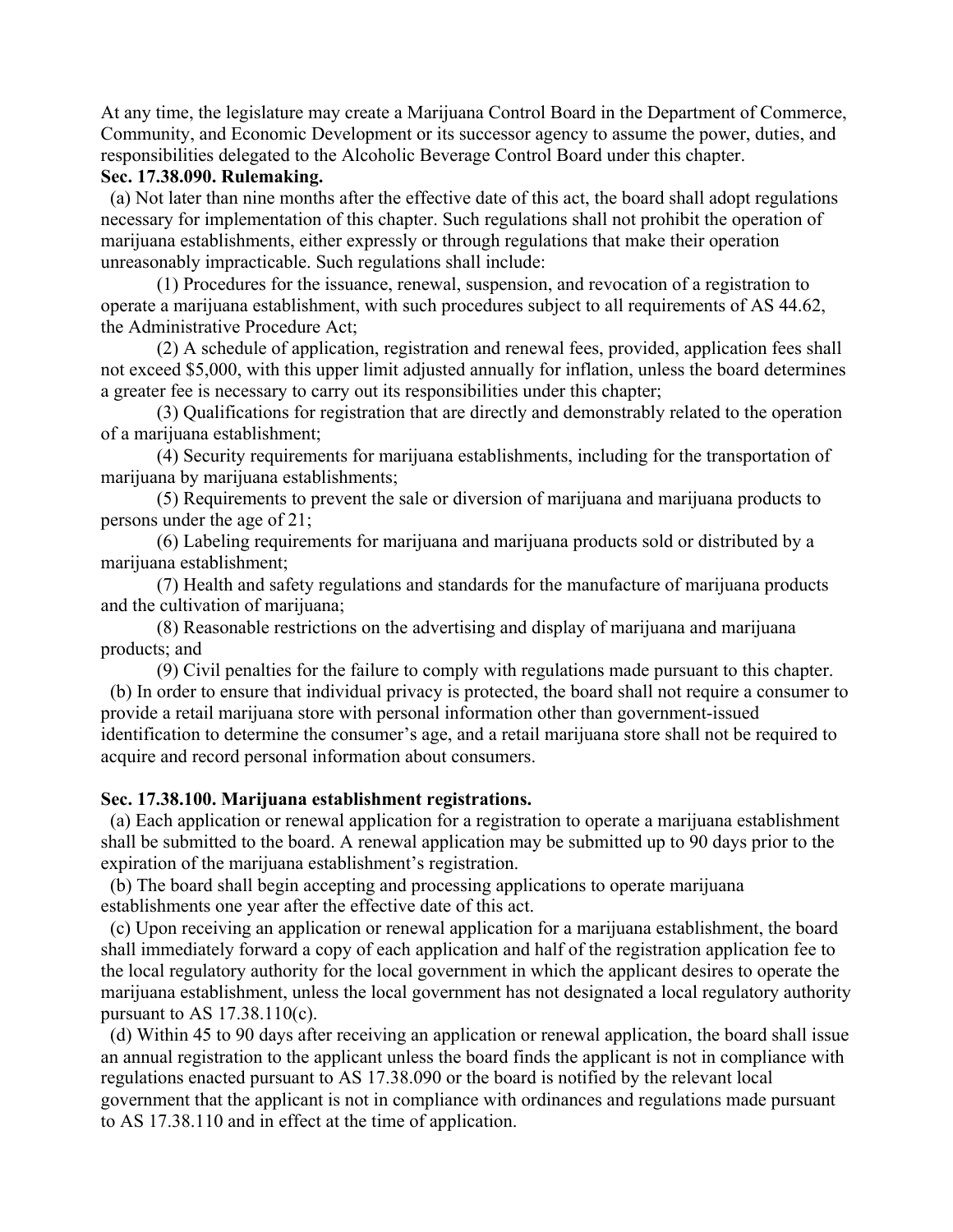At any time, the legislature may create a Marijuana Control Board in the Department of Commerce, Community, and Economic Development or its successor agency to assume the power, duties, and responsibilities delegated to the Alcoholic Beverage Control Board under this chapter.

**Sec. 17.38.090. Rulemaking.**

(a) Not later than nine months after the effective date of this act, the board shall adopt regulations necessary for implementation of this chapter. Such regulations shall not prohibit the operation of marijuana establishments, either expressly or through regulations that make their operation unreasonably impracticable. Such regulations shall include:

(1) Procedures for the issuance, renewal, suspension, and revocation of a registration to operate a marijuana establishment, with such procedures subject to all requirements of AS 44.62, the Administrative Procedure Act;

(2) A schedule of application, registration and renewal fees, provided, application fees shall not exceed $5,000, with this upper limit adjusted annually for inflation, unless the board determines a greater fee is necessary to carry out its responsibilities under this chapter;

(3) Qualifications for registration that are directly and demonstrably related to the operation of a marijuana establishment;

(4) Security requirements for marijuana establishments, including for the transportation of marijuana by marijuana establishments;

(5) Requirements to prevent the sale or diversion of marijuana and marijuana products to persons under the age of 21;

(6) Labeling requirements for marijuana and marijuana products sold or distributed by a marijuana establishment;

(7) Health and safety regulations and standards for the manufacture of marijuana products and the cultivation of marijuana;

(8) Reasonable restrictions on the advertising and display of marijuana and marijuana products; and

(9) Civil penalties for the failure to comply with regulations made pursuant to this chapter.

(b) In order to ensure that individual privacy is protected, the board shall not require a consumer to provide a retail marijuana store with personal information other than government-issued identification to determine the consumer's age, and a retail marijuana store shall not be required to acquire and record personal information about consumers.

**Sec. 17.38.100. Marijuana establishment registrations.**

(a) Each application or renewal application for a registration to operate a marijuana establishment shall be submitted to the board. A renewal application may be submitted up to 90 days prior to the expiration of the marijuana establishment's registration.

(b) The board shall begin accepting and processing applications to operate marijuana establishments one year after the effective date of this act.

(c) Upon receiving an application or renewal application for a marijuana establishment, the board shall immediately forward a copy of each application and half of the registration application fee to the local regulatory authority for the local government in which the applicant desires to operate the marijuana establishment, unless the local government has not designated a local regulatory authority pursuant to AS 17.38.110(c).

(d) Within 45 to 90 days after receiving an application or renewal application, the board shall issue an annual registration to the applicant unless the board finds the applicant is not in compliance with regulations enacted pursuant to AS 17.38.090 or the board is notified by the relevant local government that the applicant is not in compliance with ordinances and regulations made pursuant to AS 17.38.110 and in effect at the time of application.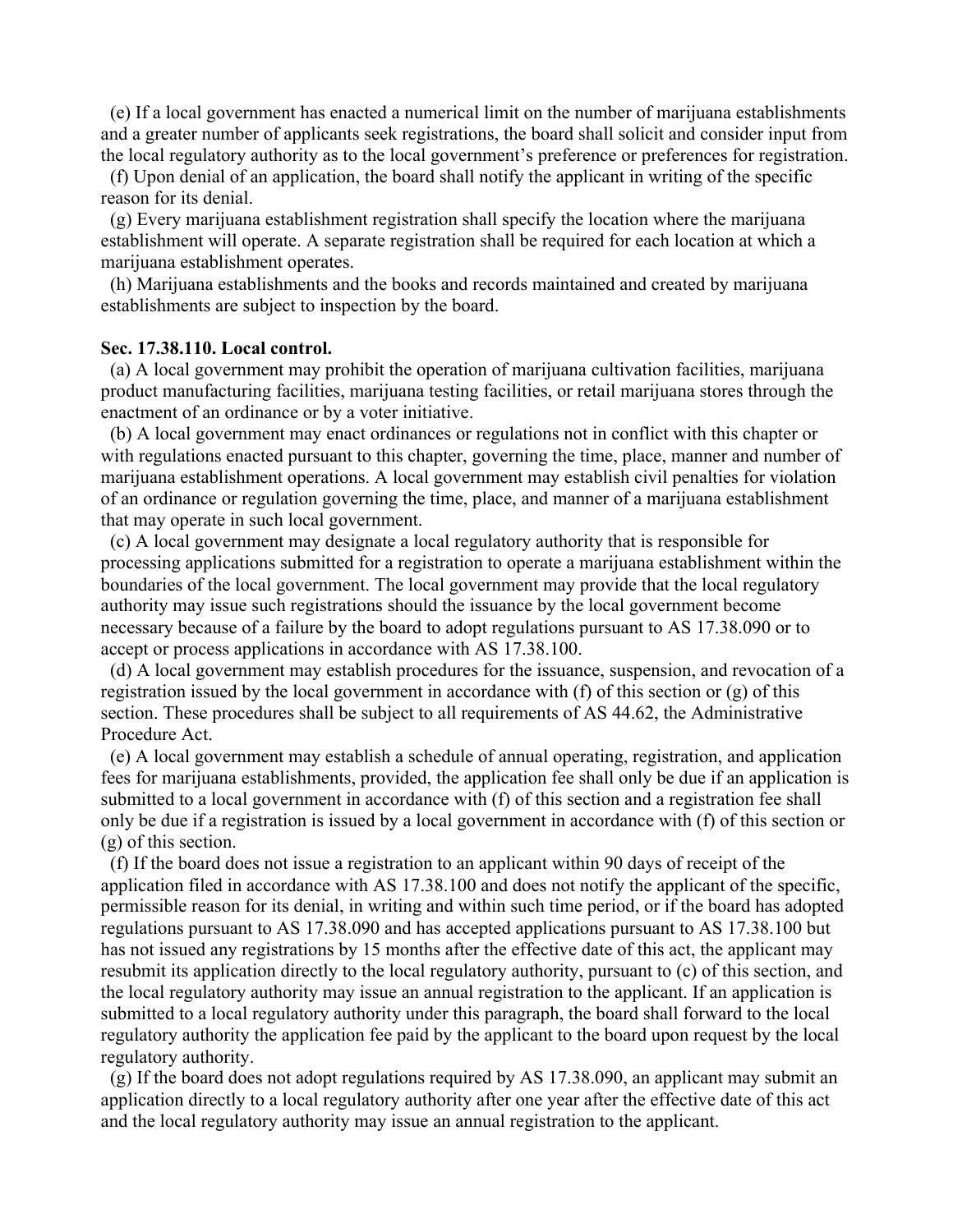(e) If a local government has enacted a numerical limit on the number of marijuana establishments and a greater number of applicants seek registrations, the board shall solicit and consider input from the local regulatory authority as to the local government's preference or preferences for registration.

(f) Upon denial of an application, the board shall notify the applicant in writing of the specific reason for its denial.

(g) Every marijuana establishment registration shall specify the location where the marijuana establishment will operate. A separate registration shall be required for each location at which a marijuana establishment operates.

(h) Marijuana establishments and the books and records maintained and created by marijuana establishments are subject to inspection by the board.

**Sec. 17.38.110. Local control.**

(a) A local government may prohibit the operation of marijuana cultivation facilities, marijuana product manufacturing facilities, marijuana testing facilities, or retail marijuana stores through the enactment of an ordinance or by a voter initiative.

(b) A local government may enact ordinances or regulations not in conflict with this chapter or with regulations enacted pursuant to this chapter, governing the time, place, manner and number of marijuana establishment operations. A local government may establish civil penalties for violation of an ordinance or regulation governing the time, place, and manner of a marijuana establishment that may operate in such local government.

(c) A local government may designate a local regulatory authority that is responsible for processing applications submitted for a registration to operate a marijuana establishment within the boundaries of the local government. The local government may provide that the local regulatory authority may issue such registrations should the issuance by the local government become necessary because of a failure by the board to adopt regulations pursuant to AS 17.38.090 or to accept or process applications in accordance with AS 17.38.100.

(d) A local government may establish procedures for the issuance, suspension, and revocation of a registration issued by the local government in accordance with (f) of this section or (g) of this section. These procedures shall be subject to all requirements of AS 44.62, the Administrative Procedure Act.

(e) A local government may establish a schedule of annual operating, registration, and application fees for marijuana establishments, provided, the application fee shall only be due if an application is submitted to a local government in accordance with (f) of this section and a registration fee shall only be due if a registration is issued by a local government in accordance with (f) of this section or (g) of this section.

(f) If the board does not issue a registration to an applicant within 90 days of receipt of the application filed in accordance with AS 17.38.100 and does not notify the applicant of the specific, permissible reason for its denial, in writing and within such time period, or if the board has adopted regulations pursuant to AS 17.38.090 and has accepted applications pursuant to AS 17.38.100 but has not issued any registrations by 15 months after the effective date of this act, the applicant may resubmit its application directly to the local regulatory authority, pursuant to (c) of this section, and the local regulatory authority may issue an annual registration to the applicant. If an application is submitted to a local regulatory authority under this paragraph, the board shall forward to the local regulatory authority the application fee paid by the applicant to the board upon request by the local regulatory authority.

(g) If the board does not adopt regulations required by AS 17.38.090, an applicant may submit an application directly to a local regulatory authority after one year after the effective date of this act and the local regulatory authority may issue an annual registration to the applicant.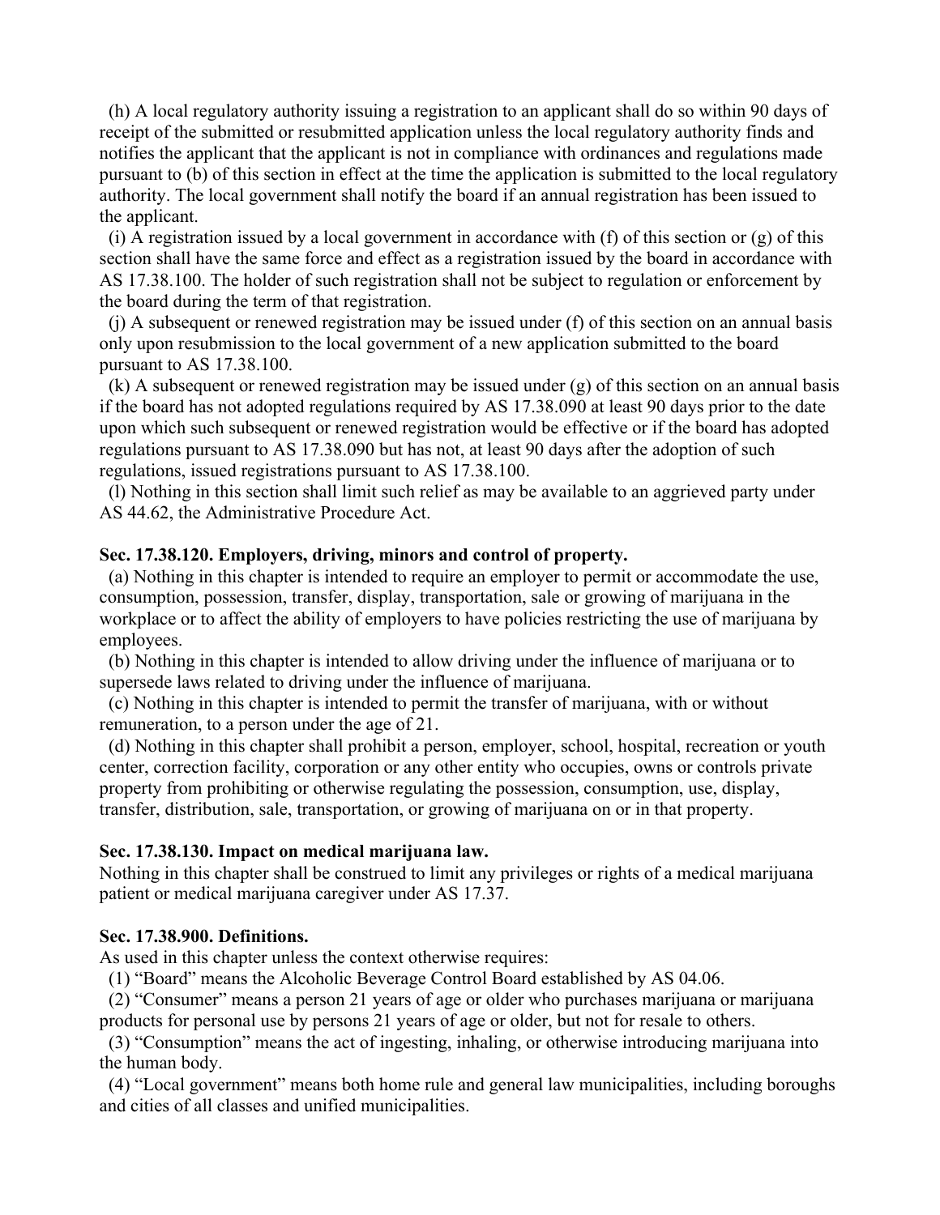(h) A local regulatory authority issuing a registration to an applicant shall do so within 90 days of receipt of the submitted or resubmitted application unless the local regulatory authority finds and notifies the applicant that the applicant is not in compliance with ordinances and regulations made pursuant to (b) of this section in effect at the time the application is submitted to the local regulatory authority. The local government shall notify the board if an annual registration has been issued to the applicant.

(i) A registration issued by a local government in accordance with (f) of this section or (g) of this section shall have the same force and effect as a registration issued by the board in accordance with AS 17.38.100. The holder of such registration shall not be subject to regulation or enforcement by the board during the term of that registration.

(j) A subsequent or renewed registration may be issued under (f) of this section on an annual basis only upon resubmission to the local government of a new application submitted to the board pursuant to AS 17.38.100.

(k) A subsequent or renewed registration may be issued under (g) of this section on an annual basis if the board has not adopted regulations required by AS 17.38.090 at least 90 days prior to the date upon which such subsequent or renewed registration would be effective or if the board has adopted regulations pursuant to AS 17.38.090 but has not, at least 90 days after the adoption of such regulations, issued registrations pursuant to AS 17.38.100.

(l) Nothing in this section shall limit such relief as may be available to an aggrieved party under AS 44.62, the Administrative Procedure Act.

**Sec. 17.38.120. Employers, driving, minors and control of property.**

(a) Nothing in this chapter is intended to require an employer to permit or accommodate the use, consumption, possession, transfer, display, transportation, sale or growing of marijuana in the workplace or to affect the ability of employers to have policies restricting the use of marijuana by employees.

(b) Nothing in this chapter is intended to allow driving under the influence of marijuana or to supersede laws related to driving under the influence of marijuana.

(c) Nothing in this chapter is intended to permit the transfer of marijuana, with or without remuneration, to a person under the age of 21.

(d) Nothing in this chapter shall prohibit a person, employer, school, hospital, recreation or youth center, correction facility, corporation or any other entity who occupies, owns or controls private property from prohibiting or otherwise regulating the possession, consumption, use, display, transfer, distribution, sale, transportation, or growing of marijuana on or in that property.

**Sec. 17.38.130. Impact on medical marijuana law.**

Nothing in this chapter shall be construed to limit any privileges or rights of a medical marijuana patient or medical marijuana caregiver under AS 17.37.

**Sec. 17.38.900. Definitions.**

As used in this chapter unless the context otherwise requires:

(1) "Board" means the Alcoholic Beverage Control Board established by AS 04.06.

(2) "Consumer" means a person 21 years of age or older who purchases marijuana or marijuana products for personal use by persons 21 years of age or older, but not for resale to others.

(3) "Consumption" means the act of ingesting, inhaling, or otherwise introducing marijuana into the human body.

(4) "Local government" means both home rule and general law municipalities, including boroughs and cities of all classes and unified municipalities.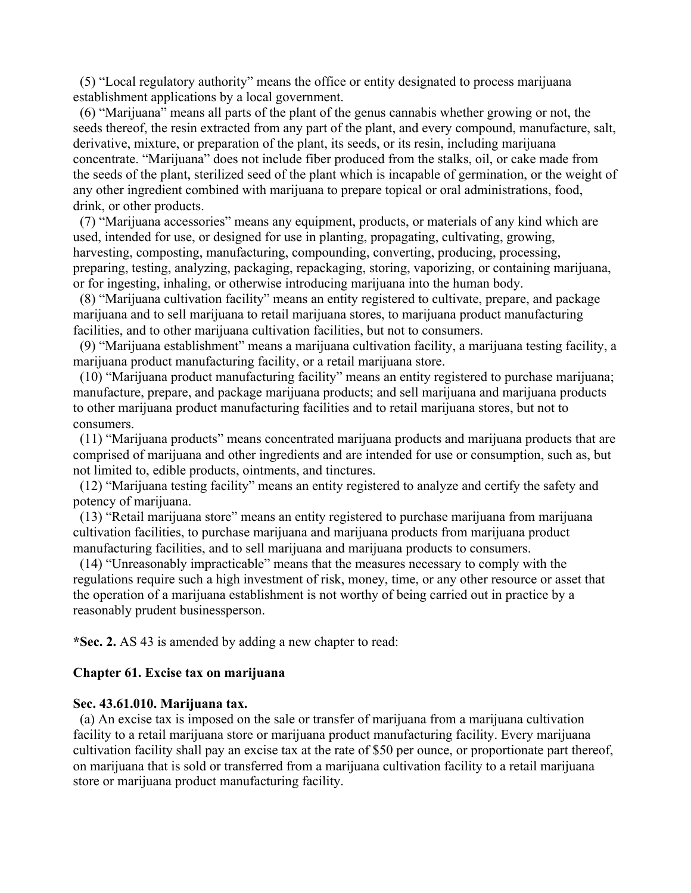(5) "Local regulatory authority" means the office or entity designated to process marijuana establishment applications by a local government.

(6) "Marijuana" means all parts of the plant of the genus cannabis whether growing or not, the seeds thereof, the resin extracted from any part of the plant, and every compound, manufacture, salt, derivative, mixture, or preparation of the plant, its seeds, or its resin, including marijuana concentrate. "Marijuana" does not include fiber produced from the stalks, oil, or cake made from the seeds of the plant, sterilized seed of the plant which is incapable of germination, or the weight of any other ingredient combined with marijuana to prepare topical or oral administrations, food, drink, or other products.

(7) "Marijuana accessories" means any equipment, products, or materials of any kind which are used, intended for use, or designed for use in planting, propagating, cultivating, growing, harvesting, composting, manufacturing, compounding, converting, producing, processing, preparing, testing, analyzing, packaging, repackaging, storing, vaporizing, or containing marijuana, or for ingesting, inhaling, or otherwise introducing marijuana into the human body.

(8) "Marijuana cultivation facility" means an entity registered to cultivate, prepare, and package marijuana and to sell marijuana to retail marijuana stores, to marijuana product manufacturing facilities, and to other marijuana cultivation facilities, but not to consumers.

(9) "Marijuana establishment" means a marijuana cultivation facility, a marijuana testing facility, a marijuana product manufacturing facility, or a retail marijuana store.

(10) "Marijuana product manufacturing facility" means an entity registered to purchase marijuana; manufacture, prepare, and package marijuana products; and sell marijuana and marijuana products to other marijuana product manufacturing facilities and to retail marijuana stores, but not to consumers.

(11) "Marijuana products" means concentrated marijuana products and marijuana products that are comprised of marijuana and other ingredients and are intended for use or consumption, such as, but not limited to, edible products, ointments, and tinctures.

(12) "Marijuana testing facility" means an entity registered to analyze and certify the safety and potency of marijuana.

(13) "Retail marijuana store" means an entity registered to purchase marijuana from marijuana cultivation facilities, to purchase marijuana and marijuana products from marijuana product manufacturing facilities, and to sell marijuana and marijuana products to consumers.

(14) "Unreasonably impracticable" means that the measures necessary to comply with the regulations require such a high investment of risk, money, time, or any other resource or asset that the operation of a marijuana establishment is not worthy of being carried out in practice by a reasonably prudent businessperson.

**\*Sec. 2.** AS 43 is amended by adding a new chapter to read:

### Chapter 61. Excise tax on marijuana

#### Sec. 43.61.010. Marijuana tax.

(a) An excise tax is imposed on the sale or transfer of marijuana from a marijuana cultivation facility to a retail marijuana store or marijuana product manufacturing facility. Every marijuana cultivation facility shall pay an excise tax at the rate of $50 per ounce, or proportionate part thereof, on marijuana that is sold or transferred from a marijuana cultivation facility to a retail marijuana store or marijuana product manufacturing facility.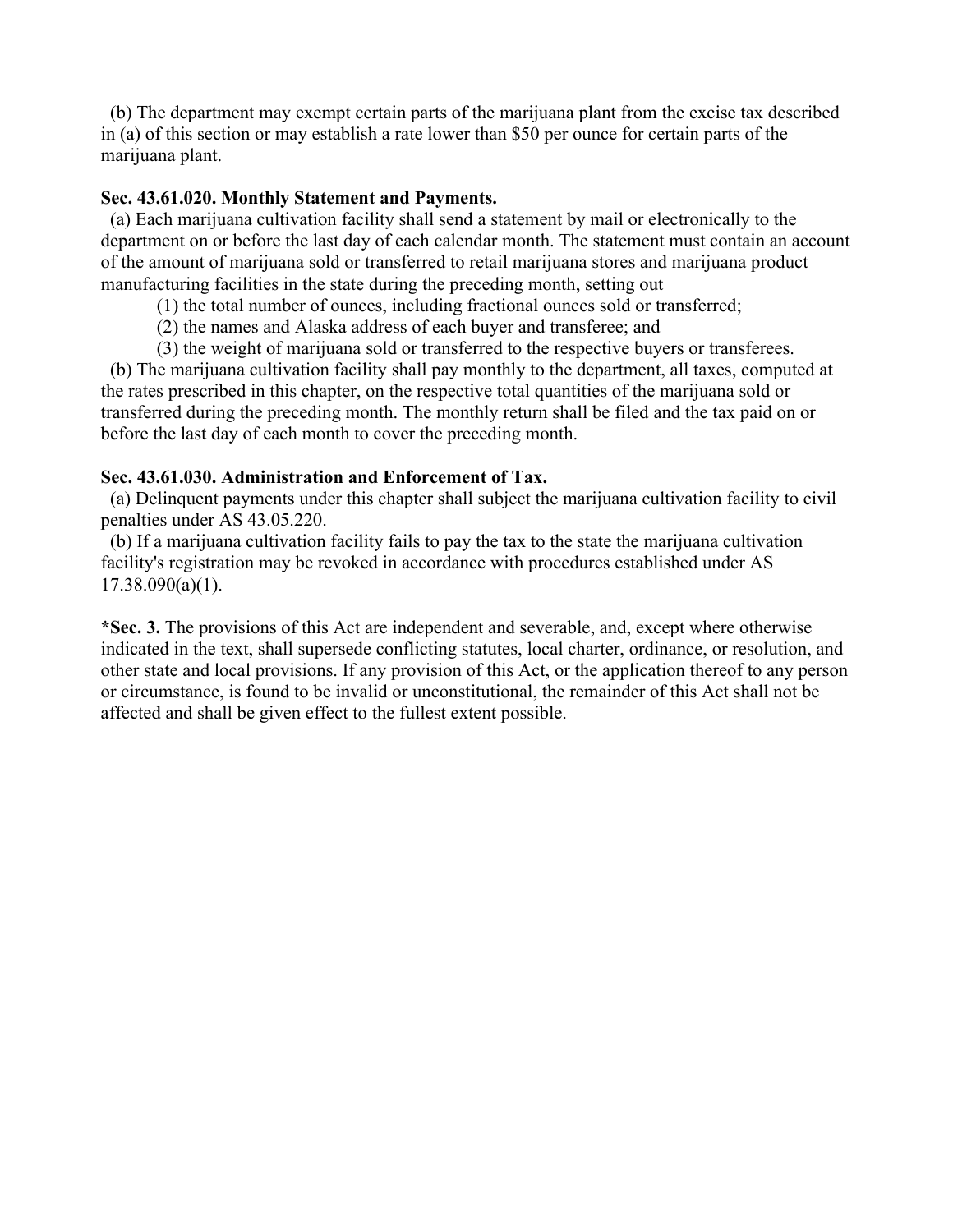(b) The department may exempt certain parts of the marijuana plant from the excise tax described in (a) of this section or may establish a rate lower than $50 per ounce for certain parts of the marijuana plant.

**Sec. 43.61.020. Monthly Statement and Payments.**

(a) Each marijuana cultivation facility shall send a statement by mail or electronically to the department on or before the last day of each calendar month. The statement must contain an account of the amount of marijuana sold or transferred to retail marijuana stores and marijuana product manufacturing facilities in the state during the preceding month, setting out

(1) the total number of ounces, including fractional ounces sold or transferred;

(2) the names and Alaska address of each buyer and transferee; and

(3) the weight of marijuana sold or transferred to the respective buyers or transferees.

(b) The marijuana cultivation facility shall pay monthly to the department, all taxes, computed at the rates prescribed in this chapter, on the respective total quantities of the marijuana sold or transferred during the preceding month. The monthly return shall be filed and the tax paid on or before the last day of each month to cover the preceding month.

**Sec. 43.61.030. Administration and Enforcement of Tax.**

(a) Delinquent payments under this chapter shall subject the marijuana cultivation facility to civil penalties under AS 43.05.220.

(b) If a marijuana cultivation facility fails to pay the tax to the state the marijuana cultivation facility's registration may be revoked in accordance with procedures established under AS 17.38.090(a)(1).

**\*Sec. 3.** The provisions of this Act are independent and severable, and, except where otherwise indicated in the text, shall supersede conflicting statutes, local charter, ordinance, or resolution, and other state and local provisions. If any provision of this Act, or the application thereof to any person or circumstance, is found to be invalid or unconstitutional, the remainder of this Act shall not be affected and shall be given effect to the fullest extent possible.